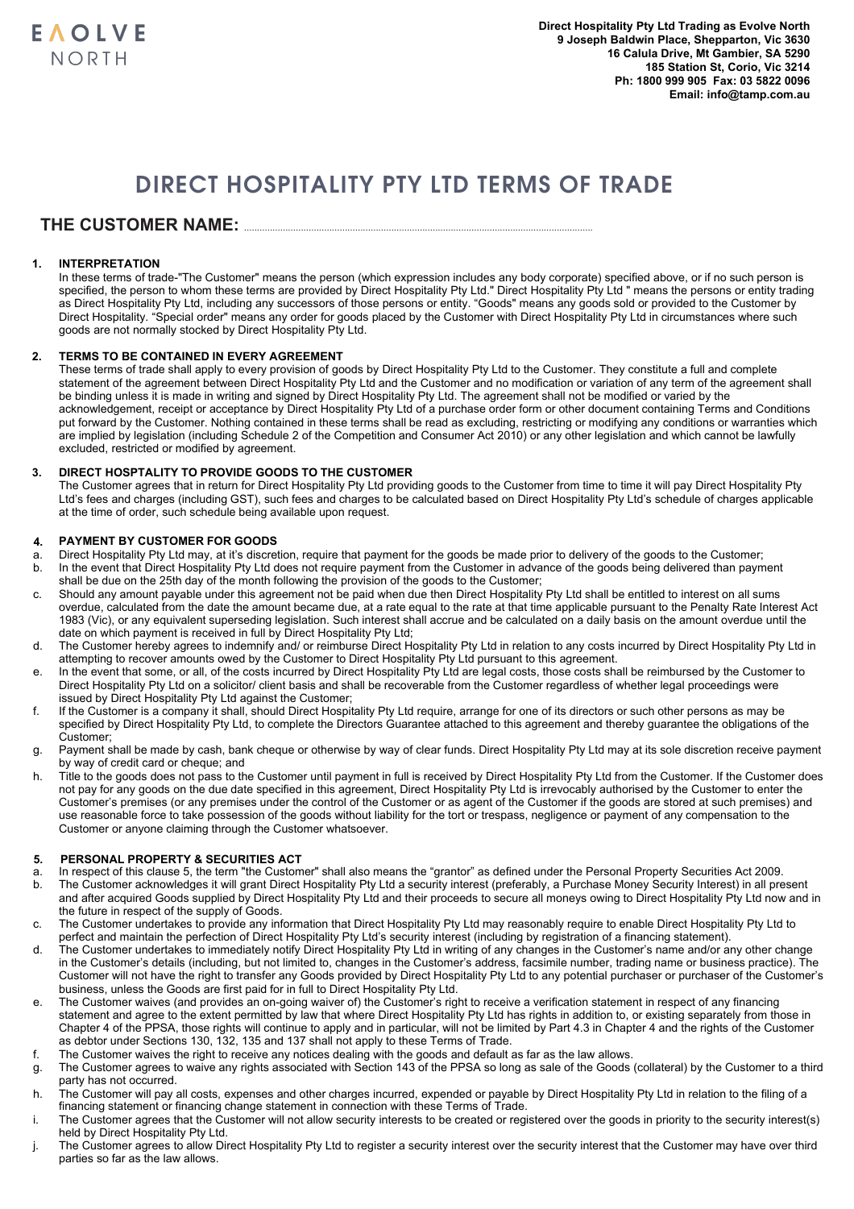EVOLVE NORTH

**Direct Hospitality Pty Ltd Trading as Evolve North**
**9 Joseph Baldwin Place, Shepparton, Vic 3630**
**16 Calula Drive, Mt Gambier, SA 5290**
**185 Station St, Corio, Vic 3214**
**Ph: 1800 999 905 Fax: 03 5822 0096**
**Email: info@tamp.com.au**

# DIRECT HOSPITALITY PTY LTD TERMS OF TRADE

## THE CUSTOMER NAME: ..............................................................................................................

### 1. INTERPRETATION

In these terms of trade-"The Customer" means the person (which expression includes any body corporate) specified above, or if no such person is specified, the person to whom these terms are provided by Direct Hospitality Pty Ltd." Direct Hospitality Pty Ltd " means the persons or entity trading as Direct Hospitality Pty Ltd, including any successors of those persons or entity. "Goods" means any goods sold or provided to the Customer by Direct Hospitality. "Special order" means any order for goods placed by the Customer with Direct Hospitality Pty Ltd in circumstances where such goods are not normally stocked by Direct Hospitality Pty Ltd.

### 2. TERMS TO BE CONTAINED IN EVERY AGREEMENT

These terms of trade shall apply to every provision of goods by Direct Hospitality Pty Ltd to the Customer. They constitute a full and complete statement of the agreement between Direct Hospitality Pty Ltd and the Customer and no modification or variation of any term of the agreement shall be binding unless it is made in writing and signed by Direct Hospitality Pty Ltd. The agreement shall not be modified or varied by the acknowledgement, receipt or acceptance by Direct Hospitality Pty Ltd of a purchase order form or other document containing Terms and Conditions put forward by the Customer. Nothing contained in these terms shall be read as excluding, restricting or modifying any conditions or warranties which are implied by legislation (including Schedule 2 of the Competition and Consumer Act 2010) or any other legislation and which cannot be lawfully excluded, restricted or modified by agreement.

### 3. DIRECT HOSPTALITY TO PROVIDE GOODS TO THE CUSTOMER

The Customer agrees that in return for Direct Hospitality Pty Ltd providing goods to the Customer from time to time it will pay Direct Hospitality Pty Ltd's fees and charges (including GST), such fees and charges to be calculated based on Direct Hospitality Pty Ltd's schedule of charges applicable at the time of order, such schedule being available upon request.

### 4. PAYMENT BY CUSTOMER FOR GOODS

a. Direct Hospitality Pty Ltd may, at it's discretion, require that payment for the goods be made prior to delivery of the goods to the Customer;
b. In the event that Direct Hospitality Pty Ltd does not require payment from the Customer in advance of the goods being delivered than payment shall be due on the 25th day of the month following the provision of the goods to the Customer;
c. Should any amount payable under this agreement not be paid when due then Direct Hospitality Pty Ltd shall be entitled to interest on all sums overdue, calculated from the date the amount became due, at a rate equal to the rate at that time applicable pursuant to the Penalty Rate Interest Act 1983 (Vic), or any equivalent superseding legislation. Such interest shall accrue and be calculated on a daily basis on the amount overdue until the date on which payment is received in full by Direct Hospitality Pty Ltd;
d. The Customer hereby agrees to indemnify and/ or reimburse Direct Hospitality Pty Ltd in relation to any costs incurred by Direct Hospitality Pty Ltd in attempting to recover amounts owed by the Customer to Direct Hospitality Pty Ltd pursuant to this agreement.
e. In the event that some, or all, of the costs incurred by Direct Hospitality Pty Ltd are legal costs, those costs shall be reimbursed by the Customer to Direct Hospitality Pty Ltd on a solicitor/ client basis and shall be recoverable from the Customer regardless of whether legal proceedings were issued by Direct Hospitality Pty Ltd against the Customer;
f. If the Customer is a company it shall, should Direct Hospitality Pty Ltd require, arrange for one of its directors or such other persons as may be specified by Direct Hospitality Pty Ltd, to complete the Directors Guarantee attached to this agreement and thereby guarantee the obligations of the Customer;
g. Payment shall be made by cash, bank cheque or otherwise by way of clear funds. Direct Hospitality Pty Ltd may at its sole discretion receive payment by way of credit card or cheque; and
h. Title to the goods does not pass to the Customer until payment in full is received by Direct Hospitality Pty Ltd from the Customer. If the Customer does not pay for any goods on the due date specified in this agreement, Direct Hospitality Pty Ltd is irrevocably authorised by the Customer to enter the Customer's premises (or any premises under the control of the Customer or as agent of the Customer if the goods are stored at such premises) and use reasonable force to take possession of the goods without liability for the tort or trespass, negligence or payment of any compensation to the Customer or anyone claiming through the Customer whatsoever.

### 5. PERSONAL PROPERTY & SECURITIES ACT

a. In respect of this clause 5, the term "the Customer" shall also means the "grantor" as defined under the Personal Property Securities Act 2009.
b. The Customer acknowledges it will grant Direct Hospitality Pty Ltd a security interest (preferably, a Purchase Money Security Interest) in all present and after acquired Goods supplied by Direct Hospitality Pty Ltd and their proceeds to secure all moneys owing to Direct Hospitality Pty Ltd now and in the future in respect of the supply of Goods.
c. The Customer undertakes to provide any information that Direct Hospitality Pty Ltd may reasonably require to enable Direct Hospitality Pty Ltd to perfect and maintain the perfection of Direct Hospitality Pty Ltd's security interest (including by registration of a financing statement).
d. The Customer undertakes to immediately notify Direct Hospitality Pty Ltd in writing of any changes in the Customer's name and/or any other change in the Customer's details (including, but not limited to, changes in the Customer's address, facsimile number, trading name or business practice). The Customer will not have the right to transfer any Goods provided by Direct Hospitality Pty Ltd to any potential purchaser or purchaser of the Customer's business, unless the Goods are first paid for in full to Direct Hospitality Pty Ltd.
e. The Customer waives (and provides an on-going waiver of) the Customer's right to receive a verification statement in respect of any financing statement and agree to the extent permitted by law that where Direct Hospitality Pty Ltd has rights in addition to, or existing separately from those in Chapter 4 of the PPSA, those rights will continue to apply and in particular, will not be limited by Part 4.3 in Chapter 4 and the rights of the Customer as debtor under Sections 130, 132, 135 and 137 shall not apply to these Terms of Trade.
f. The Customer waives the right to receive any notices dealing with the goods and default as far as the law allows.
g. The Customer agrees to waive any rights associated with Section 143 of the PPSA so long as sale of the Goods (collateral) by the Customer to a third party has not occurred.
h. The Customer will pay all costs, expenses and other charges incurred, expended or payable by Direct Hospitality Pty Ltd in relation to the filing of a financing statement or financing change statement in connection with these Terms of Trade.
i. The Customer agrees that the Customer will not allow security interests to be created or registered over the goods in priority to the security interest(s) held by Direct Hospitality Pty Ltd.
j. The Customer agrees to allow Direct Hospitality Pty Ltd to register a security interest over the security interest that the Customer may have over third parties so far as the law allows.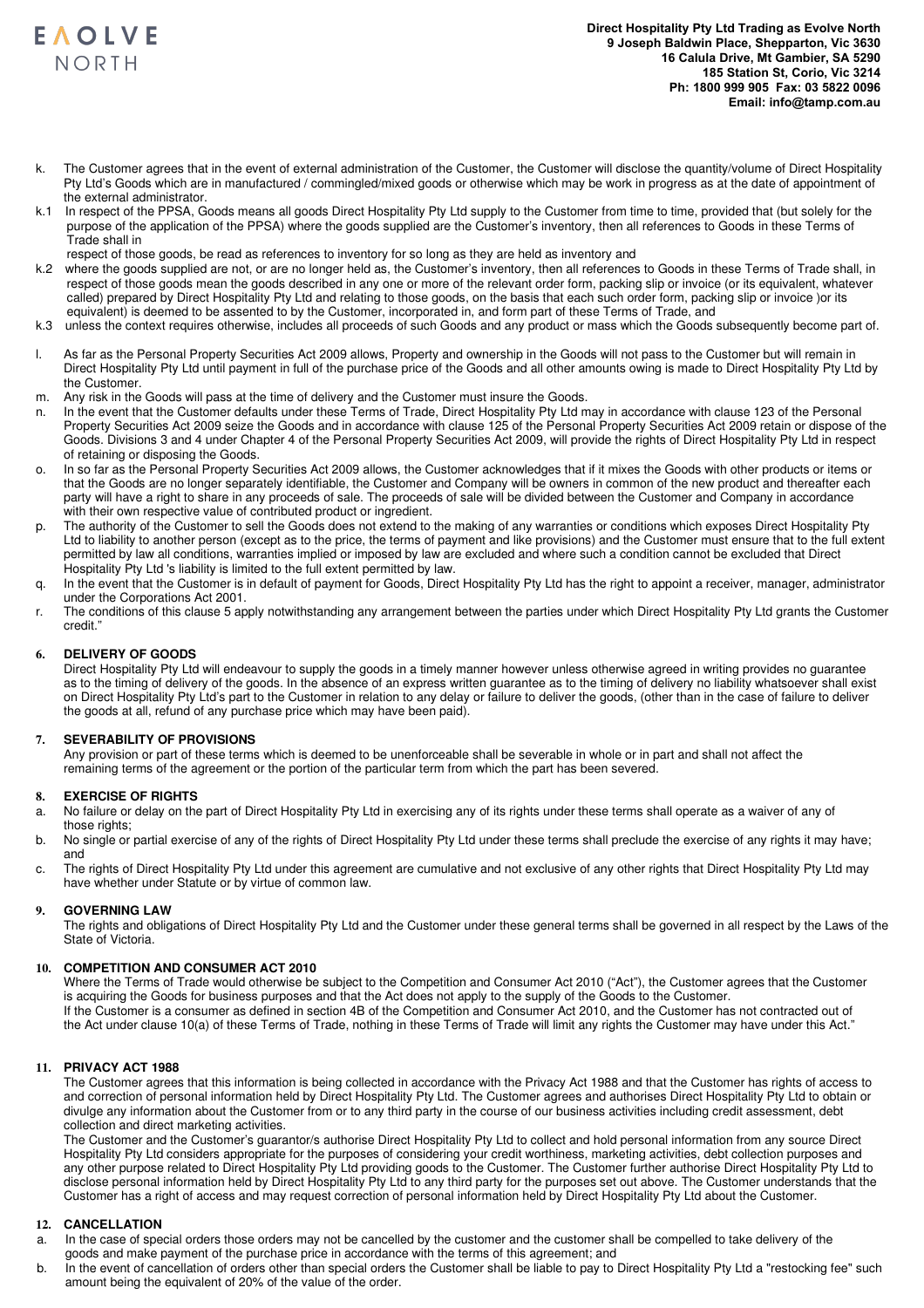**Direct Hospitality Pty Ltd Trading as Evolve North**
**9 Joseph Baldwin Place, Shepparton, Vic 3630**
**16 Calula Drive, Mt Gambier, SA 5290**
**185 Station St, Corio, Vic 3214**
**Ph: 1800 999 905 Fax: 03 5822 0096**
**Email: info@tamp.com.au**

k. The Customer agrees that in the event of external administration of the Customer, the Customer will disclose the quantity/volume of Direct Hospitality Pty Ltd's Goods which are in manufactured / commingled/mixed goods or otherwise which may be work in progress as at the date of appointment of the external administrator.

k.1 In respect of the PPSA, Goods means all goods Direct Hospitality Pty Ltd supply to the Customer from time to time, provided that (but solely for the purpose of the application of the PPSA) where the goods supplied are the Customer's inventory, then all references to Goods in these Terms of Trade shall in respect of those goods, be read as references to inventory for so long as they are held as inventory and

k.2 where the goods supplied are not, or are no longer held as, the Customer's inventory, then all references to Goods in these Terms of Trade shall, in respect of those goods mean the goods described in any one or more of the relevant order form, packing slip or invoice (or its equivalent, whatever called) prepared by Direct Hospitality Pty Ltd and relating to those goods, on the basis that each such order form, packing slip or invoice )or its equivalent) is deemed to be assented to by the Customer, incorporated in, and form part of these Terms of Trade, and

k.3 unless the context requires otherwise, includes all proceeds of such Goods and any product or mass which the Goods subsequently become part of.

l. As far as the Personal Property Securities Act 2009 allows, Property and ownership in the Goods will not pass to the Customer but will remain in Direct Hospitality Pty Ltd until payment in full of the purchase price of the Goods and all other amounts owing is made to Direct Hospitality Pty Ltd by the Customer.

m. Any risk in the Goods will pass at the time of delivery and the Customer must insure the Goods.

n. In the event that the Customer defaults under these Terms of Trade, Direct Hospitality Pty Ltd may in accordance with clause 123 of the Personal Property Securities Act 2009 seize the Goods and in accordance with clause 125 of the Personal Property Securities Act 2009 retain or dispose of the Goods. Divisions 3 and 4 under Chapter 4 of the Personal Property Securities Act 2009, will provide the rights of Direct Hospitality Pty Ltd in respect of retaining or disposing the Goods.

o. In so far as the Personal Property Securities Act 2009 allows, the Customer acknowledges that if it mixes the Goods with other products or items or that the Goods are no longer separately identifiable, the Customer and Company will be owners in common of the new product and thereafter each party will have a right to share in any proceeds of sale. The proceeds of sale will be divided between the Customer and Company in accordance with their own respective value of contributed product or ingredient.

p. The authority of the Customer to sell the Goods does not extend to the making of any warranties or conditions which exposes Direct Hospitality Pty Ltd to liability to another person (except as to the price, the terms of payment and like provisions) and the Customer must ensure that to the full extent permitted by law all conditions, warranties implied or imposed by law are excluded and where such a condition cannot be excluded that Direct Hospitality Pty Ltd 's liability is limited to the full extent permitted by law.

q. In the event that the Customer is in default of payment for Goods, Direct Hospitality Pty Ltd has the right to appoint a receiver, manager, administrator under the Corporations Act 2001.

r. The conditions of this clause 5 apply notwithstanding any arrangement between the parties under which Direct Hospitality Pty Ltd grants the Customer credit."

## 6. DELIVERY OF GOODS

Direct Hospitality Pty Ltd will endeavour to supply the goods in a timely manner however unless otherwise agreed in writing provides no guarantee as to the timing of delivery of the goods. In the absence of an express written guarantee as to the timing of delivery no liability whatsoever shall exist on Direct Hospitality Pty Ltd's part to the Customer in relation to any delay or failure to deliver the goods, (other than in the case of failure to deliver the goods at all, refund of any purchase price which may have been paid).

## 7. SEVERABILITY OF PROVISIONS

Any provision or part of these terms which is deemed to be unenforceable shall be severable in whole or in part and shall not affect the remaining terms of the agreement or the portion of the particular term from which the part has been severed.

## 8. EXERCISE OF RIGHTS

a. No failure or delay on the part of Direct Hospitality Pty Ltd in exercising any of its rights under these terms shall operate as a waiver of any of those rights;

b. No single or partial exercise of any of the rights of Direct Hospitality Pty Ltd under these terms shall preclude the exercise of any rights it may have; and

c. The rights of Direct Hospitality Pty Ltd under this agreement are cumulative and not exclusive of any other rights that Direct Hospitality Pty Ltd may have whether under Statute or by virtue of common law.

## 9. GOVERNING LAW

The rights and obligations of Direct Hospitality Pty Ltd and the Customer under these general terms shall be governed in all respect by the Laws of the State of Victoria.

## 10. COMPETITION AND CONSUMER ACT 2010

Where the Terms of Trade would otherwise be subject to the Competition and Consumer Act 2010 ("Act"), the Customer agrees that the Customer is acquiring the Goods for business purposes and that the Act does not apply to the supply of the Goods to the Customer.
If the Customer is a consumer as defined in section 4B of the Competition and Consumer Act 2010, and the Customer has not contracted out of the Act under clause 10(a) of these Terms of Trade, nothing in these Terms of Trade will limit any rights the Customer may have under this Act."

## 11. PRIVACY ACT 1988

The Customer agrees that this information is being collected in accordance with the Privacy Act 1988 and that the Customer has rights of access to and correction of personal information held by Direct Hospitality Pty Ltd. The Customer agrees and authorises Direct Hospitality Pty Ltd to obtain or divulge any information about the Customer from or to any third party in the course of our business activities including credit assessment, debt collection and direct marketing activities.

The Customer and the Customer's guarantor/s authorise Direct Hospitality Pty Ltd to collect and hold personal information from any source Direct Hospitality Pty Ltd considers appropriate for the purposes of considering your credit worthiness, marketing activities, debt collection purposes and any other purpose related to Direct Hospitality Pty Ltd providing goods to the Customer. The Customer further authorise Direct Hospitality Pty Ltd to disclose personal information held by Direct Hospitality Pty Ltd to any third party for the purposes set out above. The Customer understands that the Customer has a right of access and may request correction of personal information held by Direct Hospitality Pty Ltd about the Customer.

## 12. CANCELLATION

a. In the case of special orders those orders may not be cancelled by the customer and the customer shall be compelled to take delivery of the goods and make payment of the purchase price in accordance with the terms of this agreement; and

b. In the event of cancellation of orders other than special orders the Customer shall be liable to pay to Direct Hospitality Pty Ltd a "restocking fee" such amount being the equivalent of 20% of the value of the order.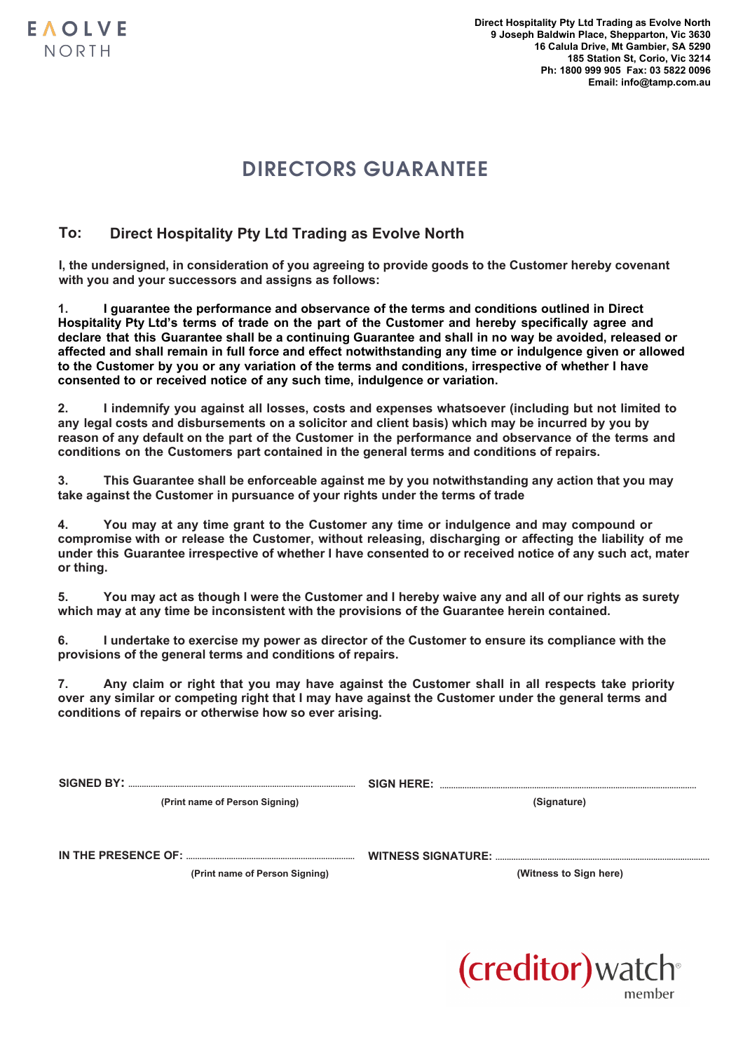EVOLVE NORTH

**Direct Hospitality Pty Ltd Trading as Evolve North**
**9 Joseph Baldwin Place, Shepparton, Vic 3630**
**16 Calula Drive, Mt Gambier, SA 5290**
**185 Station St, Corio, Vic 3214**
**Ph: 1800 999 905 Fax: 03 5822 0096**
**Email: info@tamp.com.au**

# DIRECTORS GUARANTEE

## To: Direct Hospitality Pty Ltd Trading as Evolve North

**I, the undersigned, in consideration of you agreeing to provide goods to the Customer hereby covenant with you and your successors and assigns as follows:**

**1. I guarantee the performance and observance of the terms and conditions outlined in Direct Hospitality Pty Ltd's terms of trade on the part of the Customer and hereby specifically agree and declare that this Guarantee shall be a continuing Guarantee and shall in no way be avoided, released or affected and shall remain in full force and effect notwithstanding any time or indulgence given or allowed to the Customer by you or any variation of the terms and conditions, irrespective of whether I have consented to or received notice of any such time, indulgence or variation.**

**2. I indemnify you against all losses, costs and expenses whatsoever (including but not limited to any legal costs and disbursements on a solicitor and client basis) which may be incurred by you by reason of any default on the part of the Customer in the performance and observance of the terms and conditions on the Customers part contained in the general terms and conditions of repairs.**

**3. This Guarantee shall be enforceable against me by you notwithstanding any action that you may take against the Customer in pursuance of your rights under the terms of trade**

**4. You may at any time grant to the Customer any time or indulgence and may compound or compromise with or release the Customer, without releasing, discharging or affecting the liability of me under this Guarantee irrespective of whether I have consented to or received notice of any such act, mater or thing.**

**5. You may act as though I were the Customer and I hereby waive any and all of our rights as surety which may at any time be inconsistent with the provisions of the Guarantee herein contained.**

**6. I undertake to exercise my power as director of the Customer to ensure its compliance with the provisions of the general terms and conditions of repairs.**

**7. Any claim or right that you may have against the Customer shall in all respects take priority over any similar or competing right that I may have against the Customer under the general terms and conditions of repairs or otherwise how so ever arising.**

**SIGNED BY:** ..................................................
**(Print name of Person Signing)**

**SIGN HERE:** ..................................................
**(Signature)**

**IN THE PRESENCE OF:** ..................................................
**(Print name of Person Signing)**

**WITNESS SIGNATURE:** ..................................................
**(Witness to Sign here)**

(creditor)watch® member